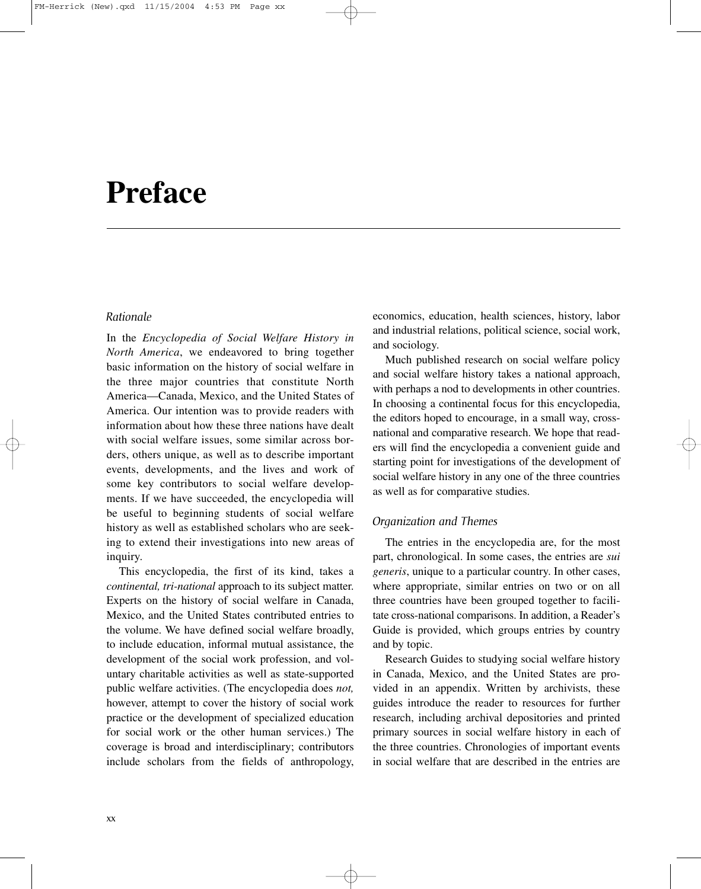# Preface

## *Rationale*

In the *Encyclopedia of Social Welfare History in North America*, we endeavored to bring together basic information on the history of social welfare in the three major countries that constitute North America—Canada, Mexico, and the United States of America. Our intention was to provide readers with information about how these three nations have dealt with social welfare issues, some similar across borders, others unique, as well as to describe important events, developments, and the lives and work of some key contributors to social welfare developments. If we have succeeded, the encyclopedia will be useful to beginning students of social welfare history as well as established scholars who are seeking to extend their investigations into new areas of inquiry.

This encyclopedia, the first of its kind, takes a *continental, tri-national* approach to its subject matter. Experts on the history of social welfare in Canada, Mexico, and the United States contributed entries to the volume. We have defined social welfare broadly, to include education, informal mutual assistance, the development of the social work profession, and voluntary charitable activities as well as state-supported public welfare activities. (The encyclopedia does *not,* however, attempt to cover the history of social work practice or the development of specialized education for social work or the other human services.) The coverage is broad and interdisciplinary; contributors include scholars from the fields of anthropology, economics, education, health sciences, history, labor and industrial relations, political science, social work, and sociology.

Much published research on social welfare policy and social welfare history takes a national approach, with perhaps a nod to developments in other countries. In choosing a continental focus for this encyclopedia, the editors hoped to encourage, in a small way, cross-national and comparative research. We hope that readers will find the encyclopedia a convenient guide and starting point for investigations of the development of social welfare history in any one of the three countries as well as for comparative studies.

## *Organization and Themes*

The entries in the encyclopedia are, for the most part, chronological. In some cases, the entries are *sui generis*, unique to a particular country. In other cases, where appropriate, similar entries on two or on all three countries have been grouped together to facilitate cross-national comparisons. In addition, a Reader's Guide is provided, which groups entries by country and by topic.

Research Guides to studying social welfare history in Canada, Mexico, and the United States are provided in an appendix. Written by archivists, these guides introduce the reader to resources for further research, including archival depositories and printed primary sources in social welfare history in each of the three countries. Chronologies of important events in social welfare that are described in the entries are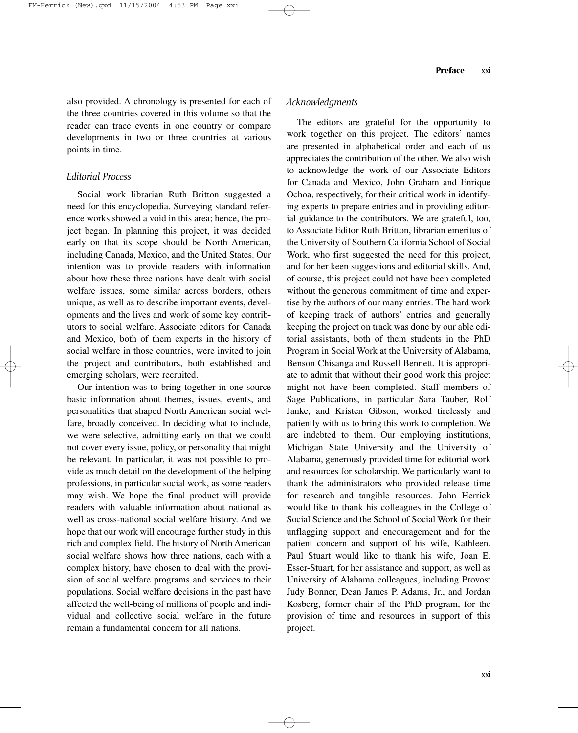also provided. A chronology is presented for each of the three countries covered in this volume so that the reader can trace events in one country or compare developments in two or three countries at various points in time.

### *Editorial Process*

Social work librarian Ruth Britton suggested a need for this encyclopedia. Surveying standard reference works showed a void in this area; hence, the project began. In planning this project, it was decided early on that its scope should be North American, including Canada, Mexico, and the United States. Our intention was to provide readers with information about how these three nations have dealt with social welfare issues, some similar across borders, others unique, as well as to describe important events, developments and the lives and work of some key contributors to social welfare. Associate editors for Canada and Mexico, both of them experts in the history of social welfare in those countries, were invited to join the project and contributors, both established and emerging scholars, were recruited.

Our intention was to bring together in one source basic information about themes, issues, events, and personalities that shaped North American social welfare, broadly conceived. In deciding what to include, we were selective, admitting early on that we could not cover every issue, policy, or personality that might be relevant. In particular, it was not possible to provide as much detail on the development of the helping professions, in particular social work, as some readers may wish. We hope the final product will provide readers with valuable information about national as well as cross-national social welfare history. And we hope that our work will encourage further study in this rich and complex field. The history of North American social welfare shows how three nations, each with a complex history, have chosen to deal with the provision of social welfare programs and services to their populations. Social welfare decisions in the past have affected the well-being of millions of people and individual and collective social welfare in the future remain a fundamental concern for all nations.

### *Acknowledgments*

The editors are grateful for the opportunity to work together on this project. The editors' names are presented in alphabetical order and each of us appreciates the contribution of the other. We also wish to acknowledge the work of our Associate Editors for Canada and Mexico, John Graham and Enrique Ochoa, respectively, for their critical work in identifying experts to prepare entries and in providing editorial guidance to the contributors. We are grateful, too, to Associate Editor Ruth Britton, librarian emeritus of the University of Southern California School of Social Work, who first suggested the need for this project, and for her keen suggestions and editorial skills. And, of course, this project could not have been completed without the generous commitment of time and expertise by the authors of our many entries. The hard work of keeping track of authors' entries and generally keeping the project on track was done by our able editorial assistants, both of them students in the PhD Program in Social Work at the University of Alabama, Benson Chisanga and Russell Bennett. It is appropriate to admit that without their good work this project might not have been completed. Staff members of Sage Publications, in particular Sara Tauber, Rolf Janke, and Kristen Gibson, worked tirelessly and patiently with us to bring this work to completion. We are indebted to them. Our employing institutions, Michigan State University and the University of Alabama, generously provided time for editorial work and resources for scholarship. We particularly want to thank the administrators who provided release time for research and tangible resources. John Herrick would like to thank his colleagues in the College of Social Science and the School of Social Work for their unflagging support and encouragement and for the patient concern and support of his wife, Kathleen. Paul Stuart would like to thank his wife, Joan E. Esser-Stuart, for her assistance and support, as well as University of Alabama colleagues, including Provost Judy Bonner, Dean James P. Adams, Jr., and Jordan Kosberg, former chair of the PhD program, for the provision of time and resources in support of this project.